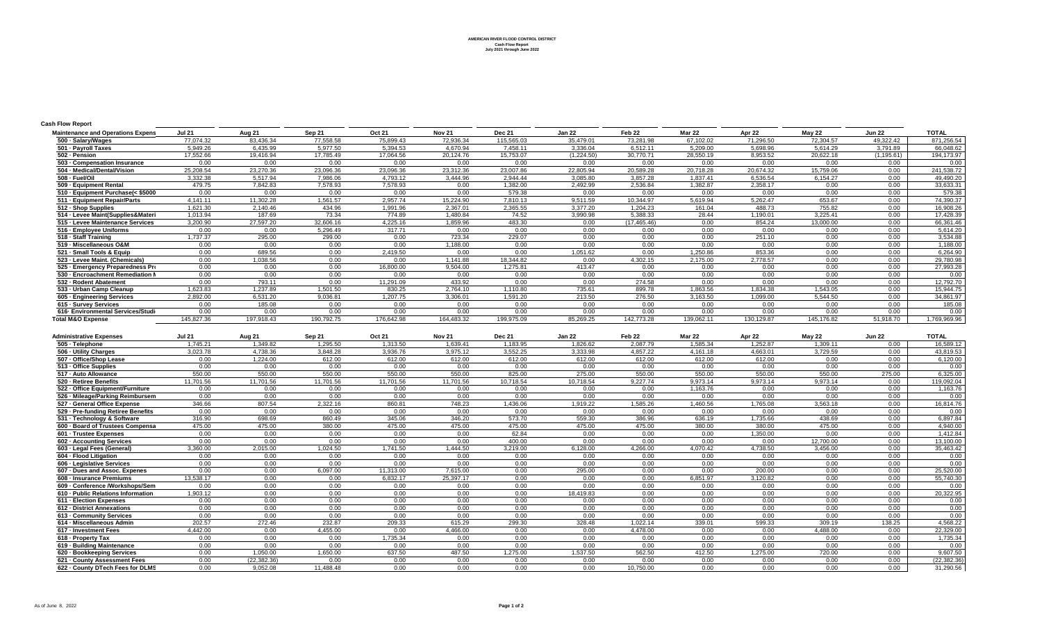# AMERICAN RIVER FLOOD CONTROL DISTRICT
## Cash Flow Report
### July 2021 through June 2022

**Cash Flow Report**

| Maintenance and Operations Expense | Jul 21 | Aug 21 | Sep 21 | Oct 21 | Nov 21 | Dec 21 | Jan 22 | Feb 22 | Mar 22 | Apr 22 | May 22 | Jun 22 | TOTAL |
|---|---|---|---|---|---|---|---|---|---|---|---|---|---|
| 500 · Salary/Wages | 77,074.32 | 83,436.34 | 77,558.58 | 75,899.43 | 72,936.34 | 115,565.03 | 35,479.01 | 73,281.98 | 67,102.02 | 71,296.50 | 72,304.57 | 49,322.42 | 871,256.54 |
| 501 · Payroll Taxes | 5,949.26 | 6,435.99 | 5,977.50 | 5,394.53 | 4,670.94 | 7,458.11 | 3,336.04 | 6,512.11 | 5,209.00 | 5,698.96 | 5,614.29 | 3,791.89 | 66,048.62 |
| 502 · Pension | 17,552.66 | 19,416.94 | 17,785.49 | 17,064.56 | 20,124.76 | 15,753.07 | (1,224.50) | 30,770.71 | 28,550.19 | 8,953.52 | 20,622.18 | (1,195.61) | 194,173.97 |
| 503 · Compensation Insurance | 0.00 | 0.00 | 0.00 | 0.00 | 0.00 | 0.00 | 0.00 | 0.00 | 0.00 | 0.00 | 0.00 | 0.00 | 0.00 |
| 504 · Medical/Dental/Vision | 25,208.54 | 23,270.36 | 23,096.36 | 23,096.36 | 23,312.36 | 23,007.86 | 22,805.94 | 20,589.28 | 20,718.28 | 20,674.32 | 15,759.06 | 0.00 | 241,538.72 |
| 508 · Fuel/Oil | 3,332.38 | 5,517.94 | 7,986.06 | 4,793.12 | 3,444.96 | 2,944.44 | 3,085.80 | 3,857.28 | 1,837.41 | 6,536.54 | 6,154.27 | 0.00 | 49,490.20 |
| 509 · Equipment Rental | 479.75 | 7,842.83 | 7,578.93 | 7,578.93 | 0.00 | 1,382.00 | 2,492.99 | 2,536.84 | 1,382.87 | 2,358.17 | 0.00 | 0.00 | 33,633.31 |
| 510 · Equipment Purchase(< $5000 | 0.00 | 0.00 | 0.00 | 0.00 | 0.00 | 579.38 | 0.00 | 0.00 | 0.00 | 0.00 | 0.00 | 0.00 | 579.38 |
| 511 · Equipment Repair/Parts | 4,141.11 | 11,302.28 | 1,561.57 | 2,957.74 | 15,224.90 | 7,810.13 | 9,511.59 | 10,344.97 | 5,619.94 | 5,262.47 | 653.67 | 0.00 | 74,390.37 |
| 512 · Shop Supplies | 1,621.30 | 2,140.46 | 434.96 | 1,991.96 | 2,367.01 | 2,365.55 | 3,377.20 | 1,204.23 | 161.04 | 488.73 | 755.82 | 0.00 | 16,908.26 |
| 514 · Levee Maint(Supplies&Materi | 1,013.94 | 187.69 | 73.34 | 774.89 | 1,480.84 | 74.52 | 3,990.98 | 5,388.33 | 28.44 | 1,190.01 | 3,225.41 | 0.00 | 17,428.39 |
| 515 · Levee Maintenance Services | 3,200.90 | 27,597.20 | 32,606.16 | 4,225.16 | 1,859.96 | 483.30 | 0.00 | (17,465.46) | 0.00 | 854.24 | 13,000.00 | 0.00 | 66,361.46 |
| 516 · Employee Uniforms | 0.00 | 0.00 | 5,296.49 | 317.71 | 0.00 | 0.00 | 0.00 | 0.00 | 0.00 | 0.00 | 0.00 | 0.00 | 5,614.20 |
| 518 · Staff Training | 1,737.37 | 295.00 | 299.00 | 0.00 | 723.34 | 229.07 | 0.00 | 0.00 | 0.00 | 251.10 | 0.00 | 0.00 | 3,534.88 |
| 519 · Miscellaneous O&M | 0.00 | 0.00 | 0.00 | 0.00 | 1,188.00 | 0.00 | 0.00 | 0.00 | 0.00 | 0.00 | 0.00 | 0.00 | 1,188.00 |
| 521 · Small Tools & Equip | 0.00 | 689.56 | 0.00 | 2,419.50 | 0.00 | 0.00 | 1,051.62 | 0.00 | 1,250.86 | 853.36 | 0.00 | 0.00 | 6,264.90 |
| 523 · Levee Maint. (Chemicals) | 0.00 | 1,038.56 | 0.00 | 0.00 | 1,141.88 | 18,344.82 | 0.00 | 4,302.15 | 2,175.00 | 2,778.57 | 0.00 | 0.00 | 29,780.98 |
| 525 · Emergency Preparedness Pro | 0.00 | 0.00 | 0.00 | 16,800.00 | 9,504.00 | 1,275.81 | 413.47 | 0.00 | 0.00 | 0.00 | 0.00 | 0.00 | 27,993.28 |
| 530 · Encroachment Remediation M | 0.00 | 0.00 | 0.00 | 0.00 | 0.00 | 0.00 | 0.00 | 0.00 | 0.00 | 0.00 | 0.00 | 0.00 | 0.00 |
| 532 · Rodent Abatement | 0.00 | 793.11 | 0.00 | 11,291.09 | 433.92 | 0.00 | 0.00 | 274.58 | 0.00 | 0.00 | 0.00 | 0.00 | 12,792.70 |
| 533 · Urban Camp Cleanup | 1,623.83 | 1,237.89 | 1,501.50 | 830.25 | 2,764.10 | 1,110.80 | 735.61 | 899.78 | 1,863.56 | 1,834.38 | 1,543.05 | 0.00 | 15,944.75 |
| 605 · Engineering Services | 2,892.00 | 6,531.20 | 9,036.81 | 1,207.75 | 3,306.01 | 1,591.20 | 213.50 | 276.50 | 3,163.50 | 1,099.00 | 5,544.50 | 0.00 | 34,861.97 |
| 615 · Survey Services | 0.00 | 185.08 | 0.00 | 0.00 | 0.00 | 0.00 | 0.00 | 0.00 | 0.00 | 0.00 | 0.00 | 0.00 | 185.08 |
| 616· Environmental Services/Studi | 0.00 | 0.00 | 0.00 | 0.00 | 0.00 | 0.00 | 0.00 | 0.00 | 0.00 | 0.00 | 0.00 | 0.00 | 0.00 |
| **Total M&O Expense** | 145,827.36 | 197,918.43 | 190,792.75 | 176,642.98 | 164,483.32 | 199,975.09 | 85,269.25 | 142,773.28 | 139,062.11 | 130,129.87 | 145,176.82 | 51,918.70 | 1,769,969.96 |

| Administrative Expenses | Jul 21 | Aug 21 | Sep 21 | Oct 21 | Nov 21 | Dec 21 | Jan 22 | Feb 22 | Mar 22 | Apr 22 | May 22 | Jun 22 | TOTAL |
|---|---|---|---|---|---|---|---|---|---|---|---|---|---|
| 505 · Telephone | 1,745.21 | 1,349.82 | 1,295.50 | 1,313.50 | 1,639.41 | 1,183.95 | 1,826.62 | 2,087.79 | 1,585.34 | 1,252.87 | 1,309.11 | 0.00 | 16,589.12 |
| 506 · Utility Charges | 3,023.78 | 4,738.36 | 3,848.28 | 3,936.76 | 3,975.12 | 3,552.25 | 3,333.98 | 4,857.22 | 4,161.18 | 4,663.01 | 3,729.59 | 0.00 | 43,819.53 |
| 507 · Office/Shop Lease | 0.00 | 1,224.00 | 612.00 | 612.00 | 612.00 | 612.00 | 612.00 | 612.00 | 612.00 | 612.00 | 0.00 | 0.00 | 6,120.00 |
| 513 · Office Supplies | 0.00 | 0.00 | 0.00 | 0.00 | 0.00 | 0.00 | 0.00 | 0.00 | 0.00 | 0.00 | 0.00 | 0.00 | 0.00 |
| 517 · Auto Allowance | 550.00 | 550.00 | 550.00 | 825.00 | 550.00 | 550.00 | 275.00 | 550.00 | 550.00 | 550.00 | 550.00 | 275.00 | 6,325.00 |
| 520 · Retiree Benefits | 11,701.56 | 11,701.56 | 11,701.56 | 11,701.56 | 11,701.56 | 10,718.54 | 10,718.54 | 9,227.74 | 9,973.14 | 9,973.14 | 9,973.14 | 0.00 | 119,092.04 |
| 522 · Office Equipment/Furniture | 0.00 | 0.00 | 0.00 | 0.00 | 0.00 | 0.00 | 0.00 | 0.00 | 1,163.76 | 0.00 | 0.00 | 0.00 | 1,163.76 |
| 526 · Mileage/Parking Reimbursem | 0.00 | 0.00 | 0.00 | 0.00 | 0.00 | 0.00 | 0.00 | 0.00 | 0.00 | 0.00 | 0.00 | 0.00 | 0.00 |
| 527 · General Office Expense | 346.66 | 807.54 | 2,322.16 | 860.81 | 748.23 | 1,436.06 | 1,919.22 | 1,585.26 | 1,460.56 | 1,765.08 | 3,563.18 | 0.00 | 16,814.76 |
| 529 · Pre-funding Retiree Benefits | 0.00 | 0.00 | 0.00 | 0.00 | 0.00 | 0.00 | 0.00 | 0.00 | 0.00 | 0.00 | 0.00 | 0.00 | 0.00 |
| 531 · Technology & Software | 316.90 | 698.69 | 860.49 | 345.06 | 346.20 | 573.70 | 559.30 | 386.96 | 636.19 | 1,735.66 | 438.69 | 0.00 | 6,897.84 |
| 600 · Board of Trustees Compensa | 475.00 | 475.00 | 380.00 | 475.00 | 475.00 | 475.00 | 475.00 | 475.00 | 380.00 | 380.00 | 475.00 | 0.00 | 4,940.00 |
| 601 · Trustee Expenses | 0.00 | 0.00 | 0.00 | 0.00 | 0.00 | 62.84 | 0.00 | 0.00 | 0.00 | 1,350.00 | 0.00 | 0.00 | 1,412.84 |
| 602 · Accounting Services | 0.00 | 0.00 | 0.00 | 0.00 | 0.00 | 400.00 | 0.00 | 0.00 | 0.00 | 0.00 | 12,700.00 | 0.00 | 13,100.00 |
| 603 · Legal Fees (General) | 3,360.00 | 2,015.00 | 1,024.50 | 1,741.50 | 1,444.50 | 3,219.00 | 6,128.00 | 4,266.00 | 4,070.42 | 4,738.50 | 3,456.00 | 0.00 | 35,463.42 |
| 604 · Flood Litigation | 0.00 | 0.00 | 0.00 | 0.00 | 0.00 | 0.00 | 0.00 | 0.00 | 0.00 | 0.00 | 0.00 | 0.00 | 0.00 |
| 606 · Legislative Services | 0.00 | 0.00 | 0.00 | 0.00 | 0.00 | 0.00 | 0.00 | 0.00 | 0.00 | 0.00 | 0.00 | 0.00 | 0.00 |
| 607 · Dues and Assoc. Expenes | 0.00 | 0.00 | 6,097.00 | 11,313.00 | 7,615.00 | 0.00 | 295.00 | 0.00 | 0.00 | 200.00 | 0.00 | 0.00 | 25,520.00 |
| 608 · Insurance Premiums | 13,538.17 | 0.00 | 0.00 | 6,832.17 | 25,397.17 | 0.00 | 0.00 | 0.00 | 6,851.97 | 3,120.82 | 0.00 | 0.00 | 55,740.30 |
| 609 · Conference /Workshops/Sem | 0.00 | 0.00 | 0.00 | 0.00 | 0.00 | 0.00 | 0.00 | 0.00 | 0.00 | 0.00 | 0.00 | 0.00 | 0.00 |
| 610 · Public Relations Information | 1,903.12 | 0.00 | 0.00 | 0.00 | 0.00 | 0.00 | 18,419.83 | 0.00 | 0.00 | 0.00 | 0.00 | 0.00 | 20,322.95 |
| 611 · Election Expenses | 0.00 | 0.00 | 0.00 | 0.00 | 0.00 | 0.00 | 0.00 | 0.00 | 0.00 | 0.00 | 0.00 | 0.00 | 0.00 |
| 612 · District Annexations | 0.00 | 0.00 | 0.00 | 0.00 | 0.00 | 0.00 | 0.00 | 0.00 | 0.00 | 0.00 | 0.00 | 0.00 | 0.00 |
| 613 · Community Services | 0.00 | 0.00 | 0.00 | 0.00 | 0.00 | 0.00 | 0.00 | 0.00 | 0.00 | 0.00 | 0.00 | 0.00 | 0.00 |
| 614 · Miscellaneous Admin | 202.57 | 272.46 | 232.87 | 209.33 | 615.29 | 299.30 | 328.48 | 1,022.14 | 339.01 | 599.33 | 309.19 | 138.25 | 4,568.22 |
| 617 · Investment Fees | 4,442.00 | 0.00 | 4,455.00 | 0.00 | 4,466.00 | 0.00 | 0.00 | 4,478.00 | 0.00 | 0.00 | 4,488.00 | 0.00 | 22,329.00 |
| 618 · Property Tax | 0.00 | 0.00 | 0.00 | 1,735.34 | 0.00 | 0.00 | 0.00 | 0.00 | 0.00 | 0.00 | 0.00 | 0.00 | 1,735.34 |
| 619 · Building Maintenance | 0.00 | 0.00 | 0.00 | 0.00 | 0.00 | 0.00 | 0.00 | 0.00 | 0.00 | 0.00 | 0.00 | 0.00 | 0.00 |
| 620 · Bookkeeping Services | 0.00 | 1,050.00 | 1,650.00 | 637.50 | 487.50 | 1,275.00 | 1,537.50 | 562.50 | 412.50 | 1,275.00 | 720.00 | 0.00 | 9,607.50 |
| 621 · County Assessment Fees | 0.00 | (22,382.36) | 0.00 | 0.00 | 0.00 | 0.00 | 0.00 | 0.00 | 0.00 | 0.00 | 0.00 | 0.00 | (22,382.36) |
| 622 · County DTech Fees for DLMS | 0.00 | 9,052.08 | 11,488.48 | 0.00 | 0.00 | 0.00 | 0.00 | 10,750.00 | 0.00 | 0.00 | 0.00 | 0.00 | 31,290.56 |

As of June 8, 2022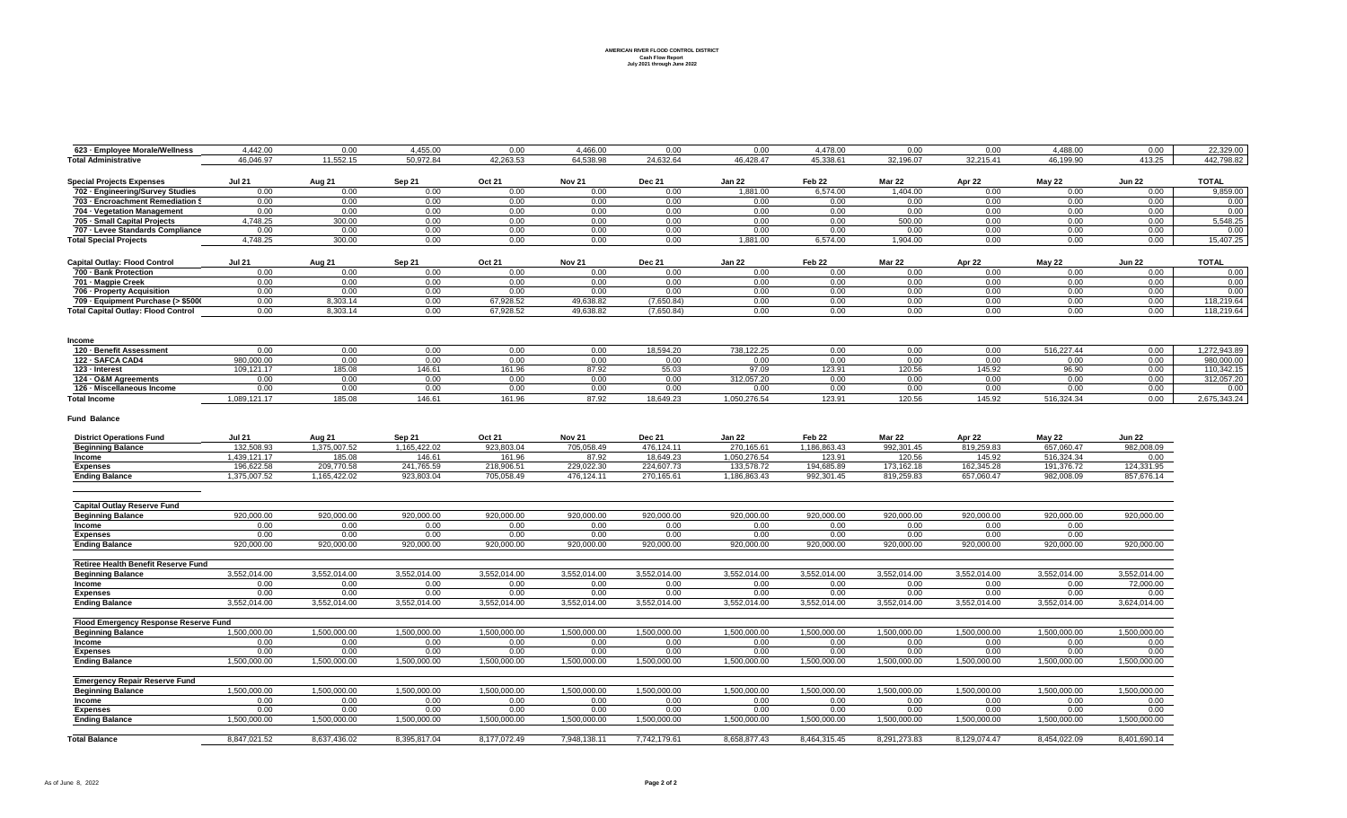# AMERICAN RIVER FLOOD CONTROL DISTRICT
## Cash Flow Report
### July 2021 through June 2022

| | | | | | | | | | | | | | |
|---|---|---|---|---|---|---|---|---|---|---|---|---|---|
| 623 · Employee Morale/Wellness | 4,442.00 | 0.00 | 4,455.00 | 0.00 | 4,466.00 | 0.00 | 0.00 | 4,478.00 | 0.00 | 0.00 | 4,488.00 | 0.00 | 22,329.00 |
| **Total Administrative** | 46,046.97 | 11,552.15 | 50,972.84 | 42,263.53 | 64,538.98 | 24,632.64 | 46,428.47 | 45,338.61 | 32,196.07 | 32,215.41 | 46,199.90 | 413.25 | 442,798.82 |

| Special Projects Expenses | Jul 21 | Aug 21 | Sep 21 | Oct 21 | Nov 21 | Dec 21 | Jan 22 | Feb 22 | Mar 22 | Apr 22 | May 22 | Jun 22 | TOTAL |
|---|---|---|---|---|---|---|---|---|---|---|---|---|---|
| 702 · Engineering/Survey Studies | 0.00 | 0.00 | 0.00 | 0.00 | 0.00 | 0.00 | 1,881.00 | 6,574.00 | 1,404.00 | 0.00 | 0.00 | 0.00 | 9,859.00 |
| 703 · Encroachment Remediation S | 0.00 | 0.00 | 0.00 | 0.00 | 0.00 | 0.00 | 0.00 | 0.00 | 0.00 | 0.00 | 0.00 | 0.00 | 0.00 |
| 704 · Vegetation Management | 0.00 | 0.00 | 0.00 | 0.00 | 0.00 | 0.00 | 0.00 | 0.00 | 0.00 | 0.00 | 0.00 | 0.00 | 0.00 |
| 705 · Small Capital Projects | 4,748.25 | 300.00 | 0.00 | 0.00 | 0.00 | 0.00 | 0.00 | 0.00 | 500.00 | 0.00 | 0.00 | 0.00 | 5,548.25 |
| 707 · Levee Standards Compliance | 0.00 | 0.00 | 0.00 | 0.00 | 0.00 | 0.00 | 0.00 | 0.00 | 0.00 | 0.00 | 0.00 | 0.00 | 0.00 |
| **Total Special Projects** | 4,748.25 | 300.00 | 0.00 | 0.00 | 0.00 | 0.00 | 1,881.00 | 6,574.00 | 1,904.00 | 0.00 | 0.00 | 0.00 | 15,407.25 |

| Capital Outlay: Flood Control | Jul 21 | Aug 21 | Sep 21 | Oct 21 | Nov 21 | Dec 21 | Jan 22 | Feb 22 | Mar 22 | Apr 22 | May 22 | Jun 22 | TOTAL |
|---|---|---|---|---|---|---|---|---|---|---|---|---|---|
| 700 · Bank Protection | 0.00 | 0.00 | 0.00 | 0.00 | 0.00 | 0.00 | 0.00 | 0.00 | 0.00 | 0.00 | 0.00 | 0.00 | 0.00 |
| 701 · Magpie Creek | 0.00 | 0.00 | 0.00 | 0.00 | 0.00 | 0.00 | 0.00 | 0.00 | 0.00 | 0.00 | 0.00 | 0.00 | 0.00 |
| 706 · Property Acquisition | 0.00 | 0.00 | 0.00 | 0.00 | 0.00 | 0.00 | 0.00 | 0.00 | 0.00 | 0.00 | 0.00 | 0.00 | 0.00 |
| 709 · Equipment Purchase (> $500( | 0.00 | 8,303.14 | 0.00 | 67,928.52 | 49,638.82 | (7,650.84) | 0.00 | 0.00 | 0.00 | 0.00 | 0.00 | 0.00 | 118,219.64 |
| **Total Capital Outlay: Flood Control** | 0.00 | 8,303.14 | 0.00 | 67,928.52 | 49,638.82 | (7,650.84) | 0.00 | 0.00 | 0.00 | 0.00 | 0.00 | 0.00 | 118,219.64 |

| Income | | | | | | | | | | | | | |
|---|---|---|---|---|---|---|---|---|---|---|---|---|---|
| 120 · Benefit Assessment | 0.00 | 0.00 | 0.00 | 0.00 | 0.00 | 18,594.20 | 738,122.25 | 0.00 | 0.00 | 0.00 | 516,227.44 | 0.00 | 1,272,943.89 |
| 122 · SAFCA CAD4 | 980,000.00 | 0.00 | 0.00 | 0.00 | 0.00 | 0.00 | 0.00 | 0.00 | 0.00 | 0.00 | 0.00 | 0.00 | 980,000.00 |
| 123 · Interest | 109,121.17 | 185.08 | 146.61 | 161.96 | 87.92 | 55.03 | 97.09 | 123.91 | 120.56 | 145.92 | 96.90 | 0.00 | 110,342.15 |
| 124 · O&M Agreements | 0.00 | 0.00 | 0.00 | 0.00 | 0.00 | 0.00 | 312,057.20 | 0.00 | 0.00 | 0.00 | 0.00 | 0.00 | 312,057.20 |
| 126 · Miscellaneous Income | 0.00 | 0.00 | 0.00 | 0.00 | 0.00 | 0.00 | 0.00 | 0.00 | 0.00 | 0.00 | 0.00 | 0.00 | 0.00 |
| **Total Income** | 1,089,121.17 | 185.08 | 146.61 | 161.96 | 87.92 | 18,649.23 | 1,050,276.54 | 123.91 | 120.56 | 145.92 | 516,324.34 | 0.00 | 2,675,343.24 |

## Fund Balance

| District Operations Fund | Jul 21 | Aug 21 | Sep 21 | Oct 21 | Nov 21 | Dec 21 | Jan 22 | Feb 22 | Mar 22 | Apr 22 | May 22 | Jun 22 |
|---|---|---|---|---|---|---|---|---|---|---|---|---|
| Beginning Balance | 132,508.93 | 1,375,007.52 | 1,165,422.02 | 923,803.04 | 705,058.49 | 476,124.11 | 270,165.61 | 1,186,863.43 | 992,301.45 | 819,259.83 | 657,060.47 | 982,008.09 |
| Income | 1,439,121.17 | 185.08 | 146.61 | 161.96 | 87.92 | 18,649.23 | 1,050,276.54 | 123.91 | 120.56 | 145.92 | 516,324.34 | 0.00 |
| Expenses | 196,622.58 | 209,770.58 | 241,765.59 | 218,906.51 | 229,022.30 | 224,607.73 | 133,578.72 | 194,685.89 | 173,162.18 | 162,345.28 | 191,376.72 | 124,331.95 |
| Ending Balance | 1,375,007.52 | 1,165,422.02 | 923,803.04 | 705,058.49 | 476,124.11 | 270,165.61 | 1,186,863.43 | 992,301.45 | 819,259.83 | 657,060.47 | 982,008.09 | 857,676.14 |

| Capital Outlay Reserve Fund | | | | | | | | | | | | |
|---|---|---|---|---|---|---|---|---|---|---|---|---|
| Beginning Balance | 920,000.00 | 920,000.00 | 920,000.00 | 920,000.00 | 920,000.00 | 920,000.00 | 920,000.00 | 920,000.00 | 920,000.00 | 920,000.00 | 920,000.00 | 920,000.00 |
| Income | 0.00 | 0.00 | 0.00 | 0.00 | 0.00 | 0.00 | 0.00 | 0.00 | 0.00 | 0.00 | 0.00 | |
| Expenses | 0.00 | 0.00 | 0.00 | 0.00 | 0.00 | 0.00 | 0.00 | 0.00 | 0.00 | 0.00 | 0.00 | |
| Ending Balance | 920,000.00 | 920,000.00 | 920,000.00 | 920,000.00 | 920,000.00 | 920,000.00 | 920,000.00 | 920,000.00 | 920,000.00 | 920,000.00 | 920,000.00 | 920,000.00 |

| Retiree Health Benefit Reserve Fund | | | | | | | | | | | | |
|---|---|---|---|---|---|---|---|---|---|---|---|---|
| Beginning Balance | 3,552,014.00 | 3,552,014.00 | 3,552,014.00 | 3,552,014.00 | 3,552,014.00 | 3,552,014.00 | 3,552,014.00 | 3,552,014.00 | 3,552,014.00 | 3,552,014.00 | 3,552,014.00 | 3,552,014.00 |
| Income | 0.00 | 0.00 | 0.00 | 0.00 | 0.00 | 0.00 | 0.00 | 0.00 | 0.00 | 0.00 | 0.00 | 72,000.00 |
| Expenses | 0.00 | 0.00 | 0.00 | 0.00 | 0.00 | 0.00 | 0.00 | 0.00 | 0.00 | 0.00 | 0.00 | 0.00 |
| Ending Balance | 3,552,014.00 | 3,552,014.00 | 3,552,014.00 | 3,552,014.00 | 3,552,014.00 | 3,552,014.00 | 3,552,014.00 | 3,552,014.00 | 3,552,014.00 | 3,552,014.00 | 3,552,014.00 | 3,624,014.00 |

| Flood Emergency Response Reserve Fund | | | | | | | | | | | | |
|---|---|---|---|---|---|---|---|---|---|---|---|---|
| Beginning Balance | 1,500,000.00 | 1,500,000.00 | 1,500,000.00 | 1,500,000.00 | 1,500,000.00 | 1,500,000.00 | 1,500,000.00 | 1,500,000.00 | 1,500,000.00 | 1,500,000.00 | 1,500,000.00 | 1,500,000.00 |
| Income | 0.00 | 0.00 | 0.00 | 0.00 | 0.00 | 0.00 | 0.00 | 0.00 | 0.00 | 0.00 | 0.00 | 0.00 |
| Expenses | 0.00 | 0.00 | 0.00 | 0.00 | 0.00 | 0.00 | 0.00 | 0.00 | 0.00 | 0.00 | 0.00 | 0.00 |
| Ending Balance | 1,500,000.00 | 1,500,000.00 | 1,500,000.00 | 1,500,000.00 | 1,500,000.00 | 1,500,000.00 | 1,500,000.00 | 1,500,000.00 | 1,500,000.00 | 1,500,000.00 | 1,500,000.00 | 1,500,000.00 |

| Emergency Repair Reserve Fund | | | | | | | | | | | | |
|---|---|---|---|---|---|---|---|---|---|---|---|---|
| Beginning Balance | 1,500,000.00 | 1,500,000.00 | 1,500,000.00 | 1,500,000.00 | 1,500,000.00 | 1,500,000.00 | 1,500,000.00 | 1,500,000.00 | 1,500,000.00 | 1,500,000.00 | 1,500,000.00 | 1,500,000.00 |
| Income | 0.00 | 0.00 | 0.00 | 0.00 | 0.00 | 0.00 | 0.00 | 0.00 | 0.00 | 0.00 | 0.00 | 0.00 |
| Expenses | 0.00 | 0.00 | 0.00 | 0.00 | 0.00 | 0.00 | 0.00 | 0.00 | 0.00 | 0.00 | 0.00 | 0.00 |
| Ending Balance | 1,500,000.00 | 1,500,000.00 | 1,500,000.00 | 1,500,000.00 | 1,500,000.00 | 1,500,000.00 | 1,500,000.00 | 1,500,000.00 | 1,500,000.00 | 1,500,000.00 | 1,500,000.00 | 1,500,000.00 |

| | | | | | | | | | | | | |
|---|---|---|---|---|---|---|---|---|---|---|---|---|
| **Total Balance** | 8,847,021.52 | 8,637,436.02 | 8,395,817.04 | 8,177,072.49 | 7,948,138.11 | 7,742,179.61 | 8,658,877.43 | 8,464,315.45 | 8,291,273.83 | 8,129,074.47 | 8,454,022.09 | 8,401,690.14 |

As of June 8, 2022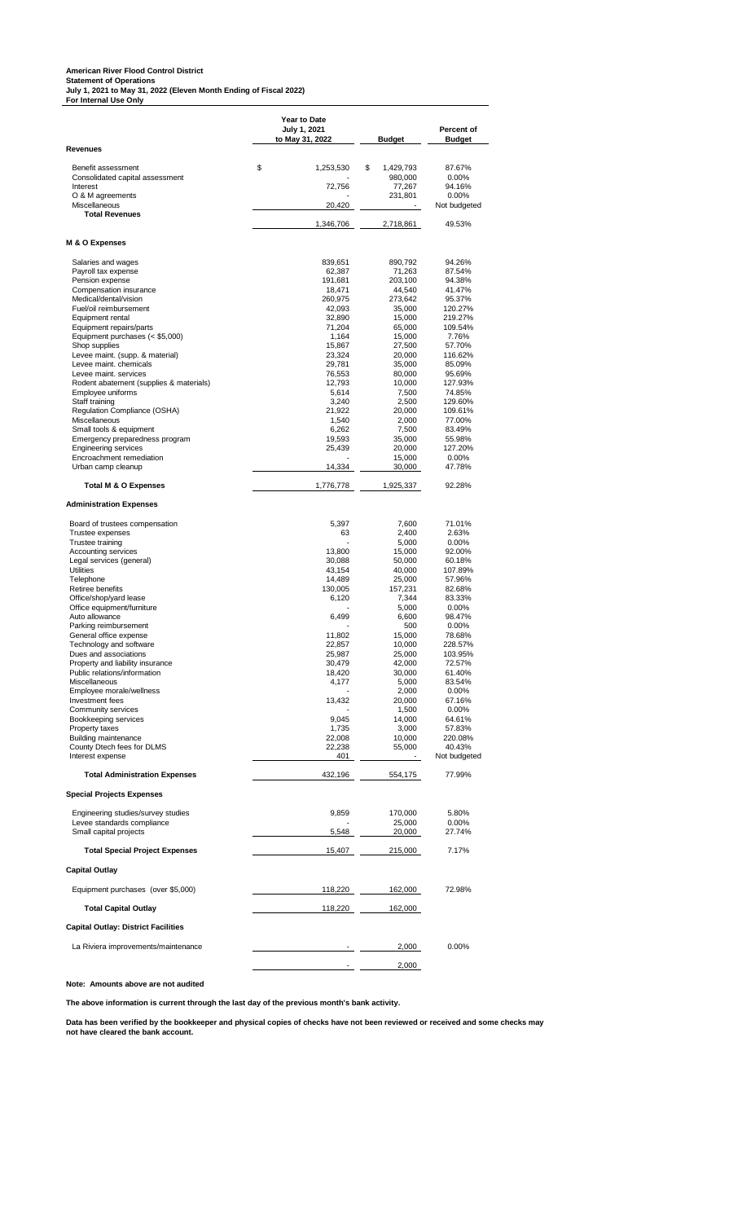**American River Flood Control District**
**Statement of Operations**
**July 1, 2021 to May 31, 2022 (Eleven Month Ending of Fiscal 2022)**
**For Internal Use Only**

| | Year to Date July 1, 2021 to May 31, 2022 | Budget | Percent of Budget |
|---|---|---|---|
| **Revenues** | | | |
| Benefit assessment | $ 1,253,530 | $ 1,429,793 | 87.67% |
| Consolidated capital assessment | - | 980,000 | 0.00% |
| Interest | 72,756 | 77,267 | 94.16% |
| O & M agreements | - | 231,801 | 0.00% |
| Miscellaneous | 20,420 | - | Not budgeted |
| **Total Revenues** | 1,346,706 | 2,718,861 | 49.53% |
| **M & O Expenses** | | | |
| Salaries and wages | 839,651 | 890,792 | 94.26% |
| Payroll tax expense | 62,387 | 71,263 | 87.54% |
| Pension expense | 191,681 | 203,100 | 94.38% |
| Compensation insurance | 18,471 | 44,540 | 41.47% |
| Medical/dental/vision | 260,975 | 273,642 | 95.37% |
| Fuel/oil reimbursement | 42,093 | 35,000 | 120.27% |
| Equipment rental | 32,890 | 15,000 | 219.27% |
| Equipment repairs/parts | 71,204 | 65,000 | 109.54% |
| Equipment purchases (< $5,000) | 1,164 | 15,000 | 7.76% |
| Shop supplies | 15,867 | 27,500 | 57.70% |
| Levee maint. (supp. & material) | 23,324 | 20,000 | 116.62% |
| Levee maint. chemicals | 29,781 | 35,000 | 85.09% |
| Levee maint. services | 76,553 | 80,000 | 95.69% |
| Rodent abatement (supplies & materials) | 12,793 | 10,000 | 127.93% |
| Employee uniforms | 5,614 | 7,500 | 74.85% |
| Staff training | 3,240 | 2,500 | 129.60% |
| Regulation Compliance (OSHA) | 21,922 | 20,000 | 109.61% |
| Miscellaneous | 1,540 | 2,000 | 77.00% |
| Small tools & equipment | 6,262 | 7,500 | 83.49% |
| Emergency preparedness program | 19,593 | 35,000 | 55.98% |
| Engineering services | 25,439 | 20,000 | 127.20% |
| Encroachment remediation | - | 15,000 | 0.00% |
| Urban camp cleanup | 14,334 | 30,000 | 47.78% |
| **Total M & O Expenses** | 1,776,778 | 1,925,337 | 92.28% |
| **Administration Expenses** | | | |
| Board of trustees compensation | 5,397 | 7,600 | 71.01% |
| Trustee expenses | 63 | 2,400 | 2.63% |
| Trustee training | - | 5,000 | 0.00% |
| Accounting services | 13,800 | 15,000 | 92.00% |
| Legal services (general) | 30,088 | 50,000 | 60.18% |
| Utilities | 43,154 | 40,000 | 107.89% |
| Telephone | 14,489 | 25,000 | 57.96% |
| Retiree benefits | 130,005 | 157,231 | 82.68% |
| Office/shop/yard lease | 6,120 | 7,344 | 83.33% |
| Office equipment/furniture | - | 5,000 | 0.00% |
| Auto allowance | 6,499 | 6,600 | 98.47% |
| Parking reimbursement | - | 500 | 0.00% |
| General office expense | 11,802 | 15,000 | 78.68% |
| Technology and software | 22,857 | 10,000 | 228.57% |
| Dues and associations | 25,987 | 25,000 | 103.95% |
| Property and liability insurance | 30,479 | 42,000 | 72.57% |
| Public relations/information | 18,420 | 30,000 | 61.40% |
| Miscellaneous | 4,177 | 5,000 | 83.54% |
| Employee morale/wellness | - | 2,000 | 0.00% |
| Investment fees | 13,432 | 20,000 | 67.16% |
| Community services | - | 1,500 | 0.00% |
| Bookkeeping services | 9,045 | 14,000 | 64.61% |
| Property taxes | 1,735 | 3,000 | 57.83% |
| Building maintenance | 22,008 | 10,000 | 220.08% |
| County Dtech fees for DLMS | 22,238 | 55,000 | 40.43% |
| Interest expense | 401 | - | Not budgeted |
| **Total Administration Expenses** | 432,196 | 554,175 | 77.99% |
| **Special Projects Expenses** | | | |
| Engineering studies/survey studies | 9,859 | 170,000 | 5.80% |
| Levee standards compliance | - | 25,000 | 0.00% |
| Small capital projects | 5,548 | 20,000 | 27.74% |
| **Total Special Project Expenses** | 15,407 | 215,000 | 7.17% |
| **Capital Outlay** | | | |
| Equipment purchases (over $5,000) | 118,220 | 162,000 | 72.98% |
| **Total Capital Outlay** | 118,220 | 162,000 | |
| **Capital Outlay: District Facilities** | | | |
| La Riviera improvements/maintenance | - | 2,000 | 0.00% |
| | - | 2,000 | |

**Note: Amounts above are not audited**

**The above information is current through the last day of the previous month's bank activity.**

**Data has been verified by the bookkeeper and physical copies of checks have not been reviewed or received and some checks may not have cleared the bank account.**